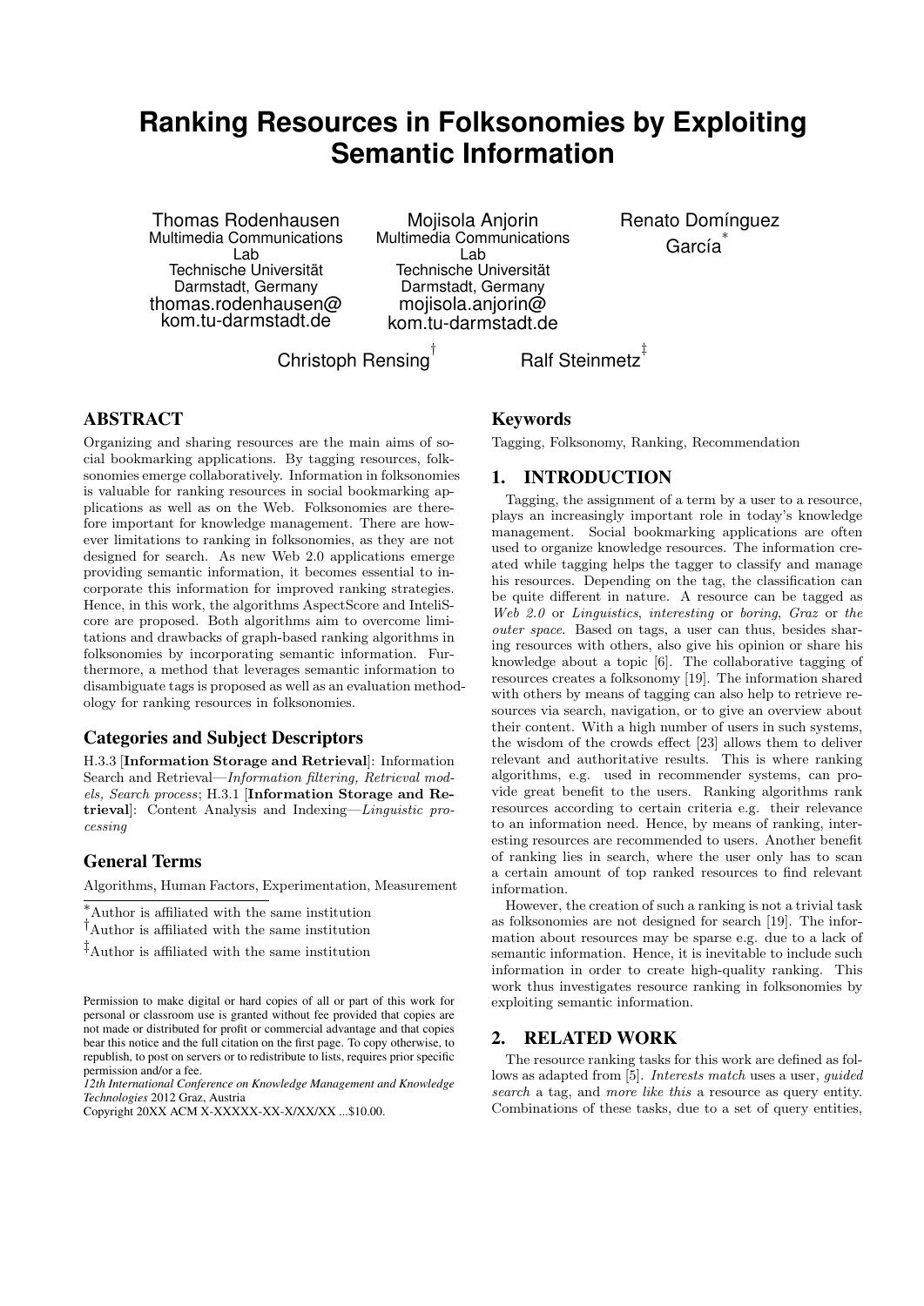# Ranking Resources in Folksonomies by Exploiting Semantic Information

Thomas Rodenhausen
Multimedia Communications Lab
Technische Universität Darmstadt, Germany
thomas.rodenhausen@kom.tu-darmstadt.de

Mojisola Anjorin
Multimedia Communications Lab
Technische Universität Darmstadt, Germany
mojisola.anjorin@kom.tu-darmstadt.de

Renato Domínguez García[*]

Christoph Rensing[†]

Ralf Steinmetz[‡]

## ABSTRACT

Organizing and sharing resources are the main aims of social bookmarking applications. By tagging resources, folksonomies emerge collaboratively. Information in folksonomies is valuable for ranking resources in social bookmarking applications as well as on the Web. Folksonomies are therefore important for knowledge management. There are however limitations to ranking in folksonomies, as they are not designed for search. As new Web 2.0 applications emerge providing semantic information, it becomes essential to incorporate this information for improved ranking strategies. Hence, in this work, the algorithms AspectScore and InteliScore are proposed. Both algorithms aim to overcome limitations and drawbacks of graph-based ranking algorithms in folksonomies by incorporating semantic information. Furthermore, a method that leverages semantic information to disambiguate tags is proposed as well as an evaluation methodology for ranking resources in folksonomies.

### Categories and Subject Descriptors

H.3.3 [**Information Storage and Retrieval**]: Information Search and Retrieval—*Information filtering, Retrieval models, Search process*; H.3.1 [**Information Storage and Retrieval**]: Content Analysis and Indexing—*Linguistic processing*

### General Terms

Algorithms, Human Factors, Experimentation, Measurement

[*]Author is affiliated with the same institution
[†]Author is affiliated with the same institution
[‡]Author is affiliated with the same institution

Permission to make digital or hard copies of all or part of this work for personal or classroom use is granted without fee provided that copies are not made or distributed for profit or commercial advantage and that copies bear this notice and the full citation on the first page. To copy otherwise, to republish, to post on servers or to redistribute to lists, requires prior specific permission and/or a fee.
*12th International Conference on Knowledge Management and Knowledge Technologies* 2012 Graz, Austria
Copyright 20XX ACM X-XXXXX-XX-X/XX/XX ...$10.00.

### Keywords

Tagging, Folksonomy, Ranking, Recommendation

## 1. INTRODUCTION

Tagging, the assignment of a term by a user to a resource, plays an increasingly important role in today's knowledge management. Social bookmarking applications are often used to organize knowledge resources. The information created while tagging helps the tagger to classify and manage his resources. Depending on the tag, the classification can be quite different in nature. A resource can be tagged as *Web 2.0* or *Linguistics*, *interesting* or *boring*, *Graz* or *the outer space*. Based on tags, a user can thus, besides sharing resources with others, also give his opinion or share his knowledge about a topic [6]. The collaborative tagging of resources creates a folksonomy [19]. The information shared with others by means of tagging can also help to retrieve resources via search, navigation, or to give an overview about their content. With a high number of users in such systems, the wisdom of the crowds effect [23] allows them to deliver relevant and authoritative results. This is where ranking algorithms, e.g. used in recommender systems, can provide great benefit to the users. Ranking algorithms rank resources according to certain criteria e.g. their relevance to an information need. Hence, by means of ranking, interesting resources are recommended to users. Another benefit of ranking lies in search, where the user only has to scan a certain amount of top ranked resources to find relevant information.

However, the creation of such a ranking is not a trivial task as folksonomies are not designed for search [19]. The information about resources may be sparse e.g. due to a lack of semantic information. Hence, it is inevitable to include such information in order to create high-quality ranking. This work thus investigates resource ranking in folksonomies by exploiting semantic information.

## 2. RELATED WORK

The resource ranking tasks for this work are defined as follows as adapted from [5]. *Interests match* uses a user, *guided search* a tag, and *more like this* a resource as query entity. Combinations of these tasks, due to a set of query entities,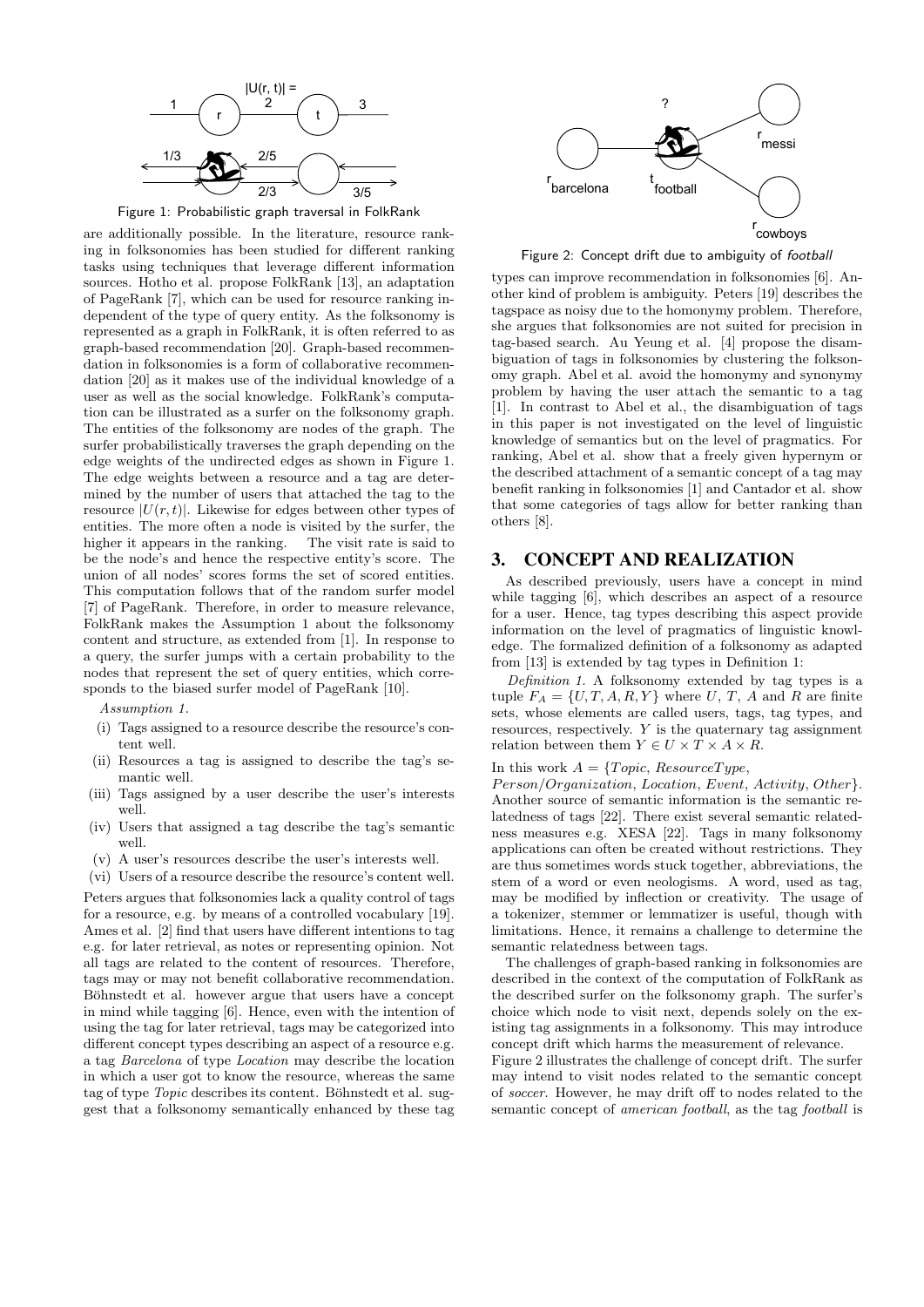Figure 1: Probabilistic graph traversal in FolkRank

are additionally possible. In the literature, resource ranking in folksonomies has been studied for different ranking tasks using techniques that leverage different information sources. Hotho et al. propose FolkRank [13], an adaptation of PageRank [7], which can be used for resource ranking independent of the type of query entity. As the folksonomy is represented as a graph in FolkRank, it is often referred to as graph-based recommendation [20]. Graph-based recommendation in folksonomies is a form of collaborative recommendation [20] as it makes use of the individual knowledge of a user as well as the social knowledge. FolkRank's computation can be illustrated as a surfer on the folksonomy graph. The entities of the folksonomy are nodes of the graph. The surfer probabilistically traverses the graph depending on the edge weights of the undirected edges as shown in Figure 1. The edge weights between a resource and a tag are determined by the number of users that attached the tag to the resource $|U(r,t)|$. Likewise for edges between other types of entities. The more often a node is visited by the surfer, the higher it appears in the ranking. The visit rate is said to be the node's and hence the respective entity's score. The union of all nodes' scores forms the set of scored entities. This computation follows that of the random surfer model [7] of PageRank. Therefore, in order to measure relevance, FolkRank makes the Assumption 1 about the folksonomy content and structure, as extended from [1]. In response to a query, the surfer jumps with a certain probability to the nodes that represent the set of query entities, which corresponds to the biased surfer model of PageRank [10].

*Assumption 1.*

(i) Tags assigned to a resource describe the resource's content well.
(ii) Resources a tag is assigned to describe the tag's semantic well.
(iii) Tags assigned by a user describe the user's interests well.
(iv) Users that assigned a tag describe the tag's semantic well.
(v) A user's resources describe the user's interests well.
(vi) Users of a resource describe the resource's content well.

Peters argues that folksonomies lack a quality control of tags for a resource, e.g. by means of a controlled vocabulary [19]. Ames et al. [2] find that users have different intentions to tag e.g. for later retrieval, as notes or representing opinion. Not all tags are related to the content of resources. Therefore, tags may or may not benefit collaborative recommendation. Böhnstedt et al. however argue that users have a concept in mind while tagging [6]. Hence, even with the intention of using the tag for later retrieval, tags may be categorized into different concept types describing an aspect of a resource e.g. a tag *Barcelona* of type *Location* may describe the location in which a user got to know the resource, whereas the same tag of type *Topic* describes its content. Böhnstedt et al. suggest that a folksonomy semantically enhanced by these tag

Figure 2: Concept drift due to ambiguity of *football*

types can improve recommendation in folksonomies [6]. Another kind of problem is ambiguity. Peters [19] describes the tagspace as noisy due to the homonymy problem. Therefore, she argues that folksonomies are not suited for precision in tag-based search. Au Yeung et al. [4] propose the disambiguation of tags in folksonomies by clustering the folksonomy graph. Abel et al. avoid the homonymy and synonymy problem by having the user attach the semantic to a tag [1]. In contrast to Abel et al., the disambiguation of tags in this paper is not investigated on the level of linguistic knowledge of semantics but on the level of pragmatics. For ranking, Abel et al. show that a freely given hypernym or the described attachment of a semantic concept of a tag may benefit ranking in folksonomies [1] and Cantador et al. show that some categories of tags allow for better ranking than others [8].

## 3. CONCEPT AND REALIZATION

As described previously, users have a concept in mind while tagging [6], which describes an aspect of a resource for a user. Hence, tag types describing this aspect provide information on the level of pragmatics of linguistic knowledge. The formalized definition of a folksonomy as adapted from [13] is extended by tag types in Definition 1:

*Definition 1.* A folksonomy extended by tag types is a tuple $F_A = \{U, T, A, R, Y\}$ where $U$, $T$, $A$ and $R$ are finite sets, whose elements are called users, tags, tag types, and resources, respectively. $Y$ is the quaternary tag assignment relation between them $Y \in U \times T \times A \times R$.

In this work $A = \{Topic, ResourceType, Person/Organization, Location, Event, Activity, Other\}$. Another source of semantic information is the semantic relatedness of tags [22]. There exist several semantic relatedness measures e.g. XESA [22]. Tags in many folksonomy applications can often be created without restrictions. They are thus sometimes words stuck together, abbreviations, the stem of a word or even neologisms. A word, used as tag, may be modified by inflection or creativity. The usage of a tokenizer, stemmer or lemmatizer is useful, though with limitations. Hence, it remains a challenge to determine the semantic relatedness between tags.

The challenges of graph-based ranking in folksonomies are described in the context of the computation of FolkRank as the described surfer on the folksonomy graph. The surfer's choice which node to visit next, depends solely on the existing tag assignments in a folksonomy. This may introduce concept drift which harms the measurement of relevance.

Figure 2 illustrates the challenge of concept drift. The surfer may intend to visit nodes related to the semantic concept of *soccer*. However, he may drift off to nodes related to the semantic concept of *american football*, as the tag *football* is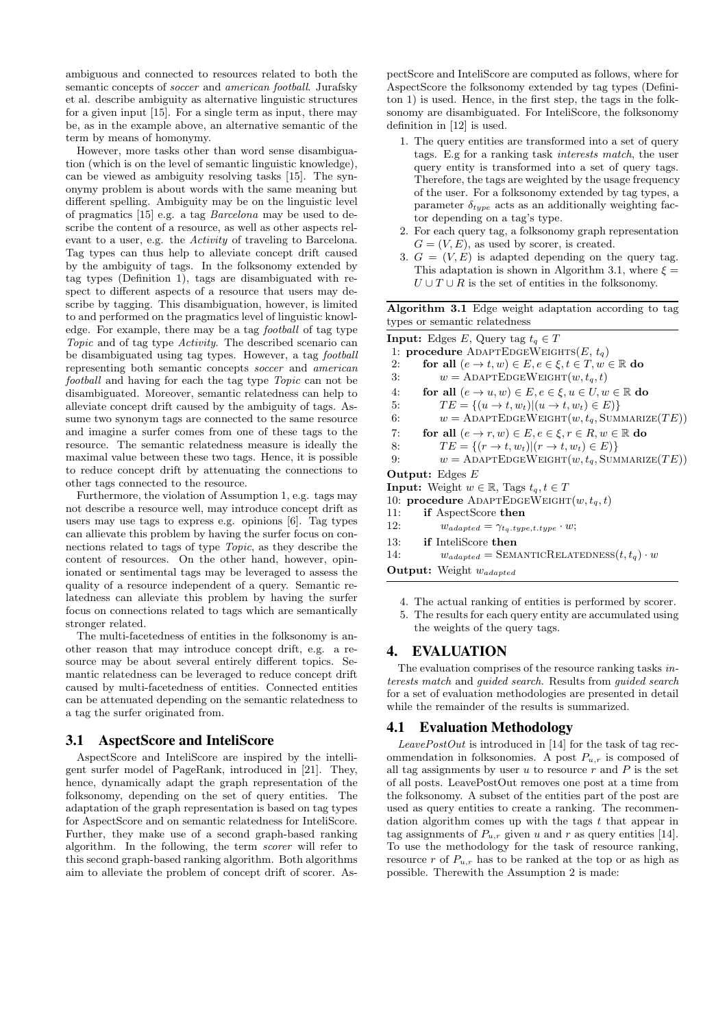ambiguous and connected to resources related to both the semantic concepts of *soccer* and *american football*. Jurafsky et al. describe ambiguity as alternative linguistic structures for a given input [15]. For a single term as input, there may be, as in the example above, an alternative semantic of the term by means of homonymy.

However, more tasks other than word sense disambiguation (which is on the level of semantic linguistic knowledge), can be viewed as ambiguity resolving tasks [15]. The synonymy problem is about words with the same meaning but different spelling. Ambiguity may be on the linguistic level of pragmatics [15] e.g. a tag *Barcelona* may be used to describe the content of a resource, as well as other aspects relevant to a user, e.g. the *Activity* of traveling to Barcelona. Tag types can thus help to alleviate concept drift caused by the ambiguity of tags. In the folksonomy extended by tag types (Definition 1), tags are disambiguated with respect to different aspects of a resource that users may describe by tagging. This disambiguation, however, is limited to and performed on the pragmatics level of linguistic knowledge. For example, there may be a tag *football* of tag type *Topic* and of tag type *Activity*. The described scenario can be disambiguated using tag types. However, a tag *football* representing both semantic concepts *soccer* and *american football* and having for each the tag type *Topic* can not be disambiguated. Moreover, semantic relatedness can help to alleviate concept drift caused by the ambiguity of tags. Assume two synonym tags are connected to the same resource and imagine a surfer comes from one of these tags to the resource. The semantic relatedness measure is ideally the maximal value between these two tags. Hence, it is possible to reduce concept drift by attenuating the connections to other tags connected to the resource.

Furthermore, the violation of Assumption 1, e.g. tags may not describe a resource well, may introduce concept drift as users may use tags to express e.g. opinions [6]. Tag types can allievate this problem by having the surfer focus on connections related to tags of type *Topic*, as they describe the content of resources. On the other hand, however, opinionated or sentimental tags may be leveraged to assess the quality of a resource independent of a query. Semantic relatedness can alleviate this problem by having the surfer focus on connections related to tags which are semantically stronger related.

The multi-facetedness of entities in the folksonomy is another reason that may introduce concept drift, e.g. a resource may be about several entirely different topics. Semantic relatedness can be leveraged to reduce concept drift caused by multi-facetedness of entities. Connected entities can be attenuated depending on the semantic relatedness to a tag the surfer originated from.

## 3.1 AspectScore and InteliScore

AspectScore and InteliScore are inspired by the intelligent surfer model of PageRank, introduced in [21]. They, hence, dynamically adapt the graph representation of the folksonomy, depending on the set of query entities. The adaptation of the graph representation is based on tag types for AspectScore and on semantic relatedness for InteliScore. Further, they make use of a second graph-based ranking algorithm. In the following, the term *scorer* will refer to this second graph-based ranking algorithm. Both algorithms aim to alleviate the problem of concept drift of scorer. AspectScore and InteliScore are computed as follows, where for AspectScore the folksonomy extended by tag types (Definition 1) is used. Hence, in the first step, the tags in the folksonomy are disambiguated. For InteliScore, the folksonomy definition in [12] is used.

1. The query entities are transformed into a set of query tags. E.g for a ranking task *interests match*, the user query entity is transformed into a set of query tags. Therefore, the tags are weighted by the usage frequency of the user. For a folksonomy extended by tag types, a parameter $\delta_{type}$ acts as an additionally weighting factor depending on a tag's type.
2. For each query tag, a folksonomy graph representation $G = (V, E)$, as used by scorer, is created.
3. $G = (V, E)$ is adapted depending on the query tag. This adaptation is shown in Algorithm 3.1, where $\xi = U \cup T \cup R$ is the set of entities in the folksonomy.

**Algorithm 3.1** Edge weight adaptation according to tag types or semantic relatedness

**Input:** Edges $E$, Query tag $t_q \in T$
1: **procedure** AdaptEdgeWeights($E$, $t_q$)
2: **for all** $(e \rightarrow t, w) \in E, e \in \xi, t \in T, w \in \mathbb{R}$ **do**
3: $w = \text{AdaptEdgeWeight}(w, t_q, t)$
4: **for all** $(e \rightarrow u, w) \in E, e \in \xi, u \in U, w \in \mathbb{R}$ **do**
5: $TE = \{(u \rightarrow t, w_t) | (u \rightarrow t, w_t) \in E)\}$
6: $w = \text{AdaptEdgeWeight}(w, t_q, \text{Summarize}(TE))$
7: **for all** $(e \rightarrow r, w) \in E, e \in \xi, r \in R, w \in \mathbb{R}$ **do**
8: $TE = \{(r \rightarrow t, w_t) | (r \rightarrow t, w_t) \in E)\}$
9: $w = \text{AdaptEdgeWeight}(w, t_q, \text{Summarize}(TE))$
**Output:** Edges $E$
**Input:** Weight $w \in \mathbb{R}$, Tags $t_q, t \in T$
10: **procedure** AdaptEdgeWeight($w, t_q, t$)
11: **if** AspectScore **then**
12: $w_{adapted} = \gamma_{t_q.type, t.type} \cdot w;$
13: **if** InteliScore **then**
14: $w_{adapted} = \text{SemanticRelatedness}(t, t_q) \cdot w$
**Output:** Weight $w_{adapted}$

4. The actual ranking of entities is performed by scorer.
5. The results for each query entity are accumulated using the weights of the query tags.

# 4. EVALUATION

The evaluation comprises of the resource ranking tasks *interests match* and *guided search*. Results from *guided search* for a set of evaluation methodologies are presented in detail while the remainder of the results is summarized.

## 4.1 Evaluation Methodology

*LeavePostOut* is introduced in [14] for the task of tag recommendation in folksonomies. A post $P_{u,r}$ is composed of all tag assignments by user $u$ to resource $r$ and $P$ is the set of all posts. LeavePostOut removes one post at a time from the folksonomy. A subset of the entities part of the post are used as query entities to create a ranking. The recommendation algorithm comes up with the tags $t$ that appear in tag assignments of $P_{u,r}$ given $u$ and $r$ as query entities [14]. To use the methodology for the task of resource ranking, resource $r$ of $P_{u,r}$ has to be ranked at the top or as high as possible. Therewith the Assumption 2 is made: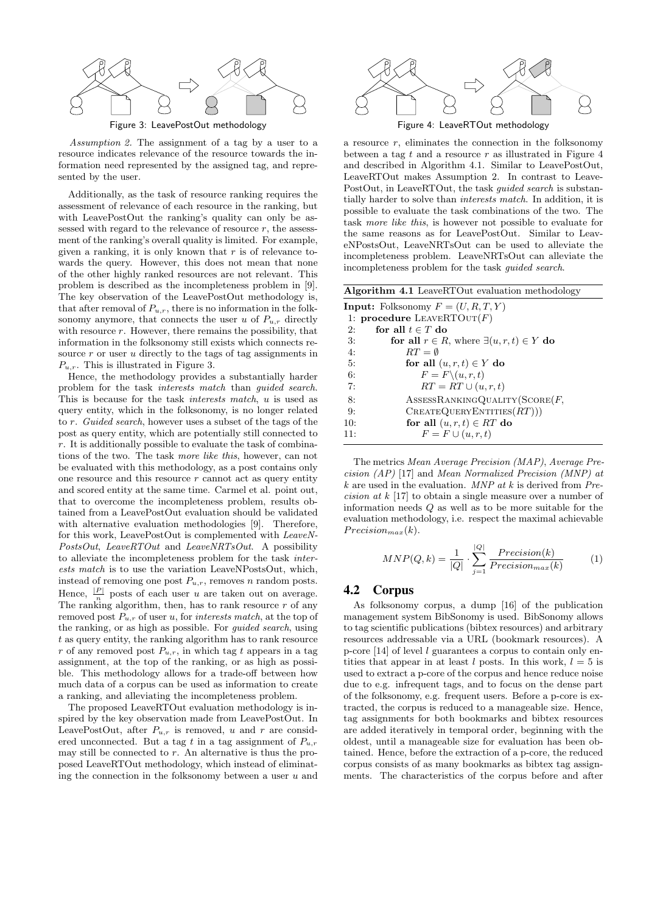Figure 3: LeavePostOut methodology

Figure 4: LeaveRTOut methodology

*Assumption 2.* The assignment of a tag by a user to a resource indicates relevance of the resource towards the information need represented by the assigned tag, and represented by the user.

Additionally, as the task of resource ranking requires the assessment of relevance of each resource in the ranking, but with LeavePostOut the ranking's quality can only be assessed with regard to the relevance of resource $r$, the assessment of the ranking's overall quality is limited. For example, given a ranking, it is only known that $r$ is of relevance towards the query. However, this does not mean that none of the other highly ranked resources are not relevant. This problem is described as the incompleteness problem in [9]. The key observation of the LeavePostOut methodology is, that after removal of $P_{u,r}$, there is no information in the folksonomy anymore, that connects the user $u$ of $P_{u,r}$ directly with resource $r$. However, there remains the possibility, that information in the folksonomy still exists which connects resource $r$ or user $u$ directly to the tags of tag assignments in $P_{u,r}$. This is illustrated in Figure 3.

Hence, the methodology provides a substantially harder problem for the task *interests match* than *guided search*. This is because for the task *interests match*, $u$ is used as query entity, which in the folksonomy, is no longer related to $r$. *Guided search*, however uses a subset of the tags of the post as query entity, which are potentially still connected to $r$. It is additionally possible to evaluate the task of combinations of the two. The task *more like this*, however, can not be evaluated with this methodology, as a post contains only one resource and this resource $r$ cannot act as query entity and scored entity at the same time. Carmel et al. point out, that to overcome the incompleteness problem, results obtained from a LeavePostOut evaluation should be validated with alternative evaluation methodologies [9]. Therefore, for this work, LeavePostOut is complemented with *LeaveNPostsOut*, *LeaveRTOut* and *LeaveNRTsOut*. A possibility to alleviate the incompleteness problem for the task *interests match* is to use the variation LeaveNPostsOut, which, instead of removing one post $P_{u,r}$, removes $n$ random posts. Hence, $\frac{|P|}{n}$ posts of each user $u$ are taken out on average. The ranking algorithm, then, has to rank resource $r$ of any removed post $P_{u,r}$ of user $u$, for *interests match*, at the top of the ranking, or as high as possible. For *guided search*, using $t$ as query entity, the ranking algorithm has to rank resource $r$ of any removed post $P_{u,r}$, in which tag $t$ appears in a tag assignment, at the top of the ranking, or as high as possible. This methodology allows for a trade-off between how much data of a corpus can be used as information to create a ranking, and alleviating the incompleteness problem.

The proposed LeaveRTOut evaluation methodology is inspired by the key observation made from LeavePostOut. In LeavePostOut, after $P_{u,r}$ is removed, $u$ and $r$ are considered unconnected. But a tag $t$ in a tag assignment of $P_{u,r}$ may still be connected to $r$. An alternative is thus the proposed LeaveRTOut methodology, which instead of eliminating the connection in the folksonomy between a user $u$ and a resource $r$, eliminates the connection in the folksonomy between a tag $t$ and a resource $r$ as illustrated in Figure 4 and described in Algorithm 4.1. Similar to LeavePostOut, LeaveRTOut makes Assumption 2. In contrast to LeavePostOut, in LeaveRTOut, the task *guided search* is substantially harder to solve than *interests match*. In addition, it is possible to evaluate the task combinations of the two. The task *more like this*, is however not possible to evaluate for the same reasons as for LeavePostOut. Similar to LeaveNPostsOut, LeaveNRTsOut can be used to alleviate the incompleteness problem. LeaveNRTsOut can alleviate the incompleteness problem for the task *guided search*.

**Algorithm 4.1** LeaveRTOut evaluation methodology

```
Input: Folksonomy F = (U, R, T, Y)
 1: procedure LEAVERTOUT(F)
 2:     for all t ∈ T do
 3:         for all r ∈ R, where ∃(u, r, t) ∈ Y do
 4:             RT = ∅
 5:             for all (u, r, t) ∈ Y do
 6:                 F = F\(u, r, t)
 7:                 RT = RT ∪ (u, r, t)
 8:             ASSESSRANKINGQUALITY(SCORE(F,
 9:                 CREATEQUERYENTITIES(RT)))
10:             for all (u, r, t) ∈ RT do
11:                 F = F ∪ (u, r, t)
```

The metrics *Mean Average Precision (MAP)*, *Average Precision (AP)* [17] and *Mean Normalized Precision (MNP) at k* are used in the evaluation. *MNP at k* is derived from *Precision at k* [17] to obtain a single measure over a number of information needs $Q$ as well as to be more suitable for the evaluation methodology, i.e. respect the maximal achievable $Precision_{max}(k)$.

$$MNP(Q, k) = \frac{1}{|Q|} \cdot \sum_{j=1}^{|Q|} \frac{Precision(k)}{Precision_{max}(k)} \qquad (1)$$

## 4.2 Corpus

As folksonomy corpus, a dump [16] of the publication management system BibSonomy is used. BibSonomy allows to tag scientific publications (bibtex resources) and arbitrary resources addressable via a URL (bookmark resources). A p-core [14] of level $l$ guarantees a corpus to contain only entities that appear in at least $l$ posts. In this work, $l = 5$ is used to extract a p-core of the corpus and hence reduce noise due to e.g. infrequent tags, and to focus on the dense part of the folksonomy, e.g. frequent users. Before a p-core is extracted, the corpus is reduced to a manageable size. Hence, tag assignments for both bookmarks and bibtex resources are added iteratively in temporal order, beginning with the oldest, until a manageable size for evaluation has been obtained. Hence, before the extraction of a p-core, the reduced corpus consists of as many bookmarks as bibtex tag assignments. The characteristics of the corpus before and after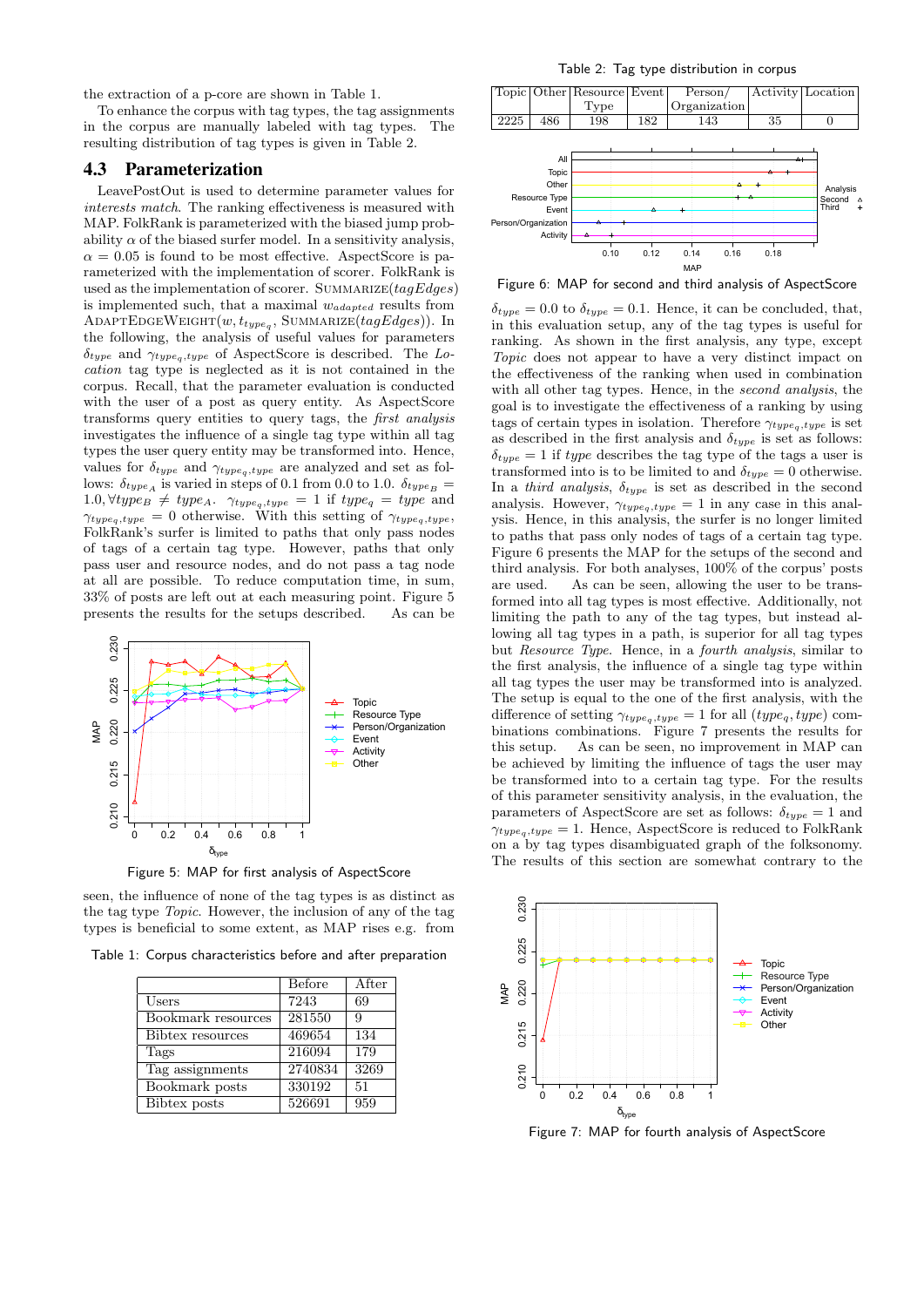the extraction of a p-core are shown in Table 1.

To enhance the corpus with tag types, the tag assignments in the corpus are manually labeled with tag types. The resulting distribution of tag types is given in Table 2.

## 4.3 Parameterization

LeavePostOut is used to determine parameter values for *interests match*. The ranking effectiveness is measured with MAP. FolkRank is parameterized with the biased jump probability $\alpha$ of the biased surfer model. In a sensitivity analysis, $\alpha = 0.05$ is found to be most effective. AspectScore is parameterized with the implementation of scorer. FolkRank is used as the implementation of scorer. $\text{SUMMARIZE}(tagEdges)$ is implemented such, that a maximal $w_{adapted}$ results from $\text{ADAPTEDGEWEIGHT}(w, t_{type_q}, \text{SUMMARIZE}(tagEdges))$. In the following, the analysis of useful values for parameters $\delta_{type}$ and $\gamma_{type_q,type}$ of AspectScore is described. The *Location* tag type is neglected as it is not contained in the corpus. Recall, that the parameter evaluation is conducted with the user of a post as query entity. As AspectScore transforms query entities to query tags, the *first analysis* investigates the influence of a single tag type within all tag types the user query entity may be transformed into. Hence, values for $\delta_{type}$ and $\gamma_{type_q,type}$ are analyzed and set as follows: $\delta_{type_A}$ is varied in steps of 0.1 from 0.0 to 1.0. $\delta_{type_B} = 1.0, \forall type_B \neq type_A$. $\gamma_{type_q,type} = 1$ if $type_q = type$ and $\gamma_{type_q,type} = 0$ otherwise. With this setting of $\gamma_{type_q,type}$, FolkRank's surfer is limited to paths that only pass nodes of tags of a certain tag type. However, paths that only pass user and resource nodes, and do not pass a tag node at all are possible. To reduce computation time, in sum, 33% of posts are left out at each measuring point. Figure 5 presents the results for the setups described. As can be seen, the influence of none of the tag types is as distinct as the tag type *Topic*. However, the inclusion of any of the tag types is beneficial to some extent, as MAP rises e.g. from $\delta_{type} = 0.0$ to $\delta_{type} = 0.1$. Hence, it can be concluded, that, in this evaluation setup, any of the tag types is useful for ranking. As shown in the first analysis, any type, except *Topic* does not appear to have a very distinct impact on the effectiveness of the ranking when used in combination with all other tag types. Hence, in the *second analysis*, the goal is to investigate the effectiveness of a ranking by using tags of certain types in isolation. Therefore $\gamma_{type_q,type}$ is set as described in the first analysis and $\delta_{type}$ is set as follows: $\delta_{type} = 1$ if *type* describes the tag type of the tags a user is transformed into is to be limited to and $\delta_{type} = 0$ otherwise. In a *third analysis*, $\delta_{type}$ is set as described in the second analysis. However, $\gamma_{type_q,type} = 1$ in any case in this analysis. Hence, in this analysis, the surfer is no longer limited to paths that pass only nodes of tags of a certain tag type. Figure 6 presents the MAP for the setups of the second and third analysis. For both analyses, 100% of the corpus' posts are used. As can be seen, allowing the user to be transformed into all tag types is most effective. Additionally, not limiting the path to any of the tag types, but instead allowing all tag types in a path, is superior for all tag types but *Resource Type*. Hence, in a *fourth analysis*, similar to the first analysis, the influence of a single tag type within all tag types the user may be transformed into is analyzed. The setup is equal to the one of the first analysis, with the difference of setting $\gamma_{type_q,type} = 1$ for all $(type_q, type)$ combinations combinations. Figure 7 presents the results for this setup. As can be seen, no improvement in MAP can be achieved by limiting the influence of tags the user may be transformed into to a certain tag type. For the results of this parameter sensitivity analysis, in the evaluation, the parameters of AspectScore are set as follows: $\delta_{type} = 1$ and $\gamma_{type_q,type} = 1$. Hence, AspectScore is reduced to FolkRank on a by tag types disambiguated graph of the folksonomy. The results of this section are somewhat contrary to the

Figure 5: MAP for first analysis of AspectScore

Table 1: Corpus characteristics before and after preparation

| | Before | After |
|---|---|---|
| Users | 7243 | 69 |
| Bookmark resources | 281550 | 9 |
| Bibtex resources | 469654 | 134 |
| Tags | 216094 | 179 |
| Tag assignments | 2740834 | 3269 |
| Bookmark posts | 330192 | 51 |
| Bibtex posts | 526691 | 959 |

Table 2: Tag type distribution in corpus

| Topic | Other | Resource Type | Event | Person/ Organization | Activity | Location |
|---|---|---|---|---|---|---|
| 2225 | 486 | 198 | 182 | 143 | 35 | 0 |

Figure 6: MAP for second and third analysis of AspectScore

Figure 7: MAP for fourth analysis of AspectScore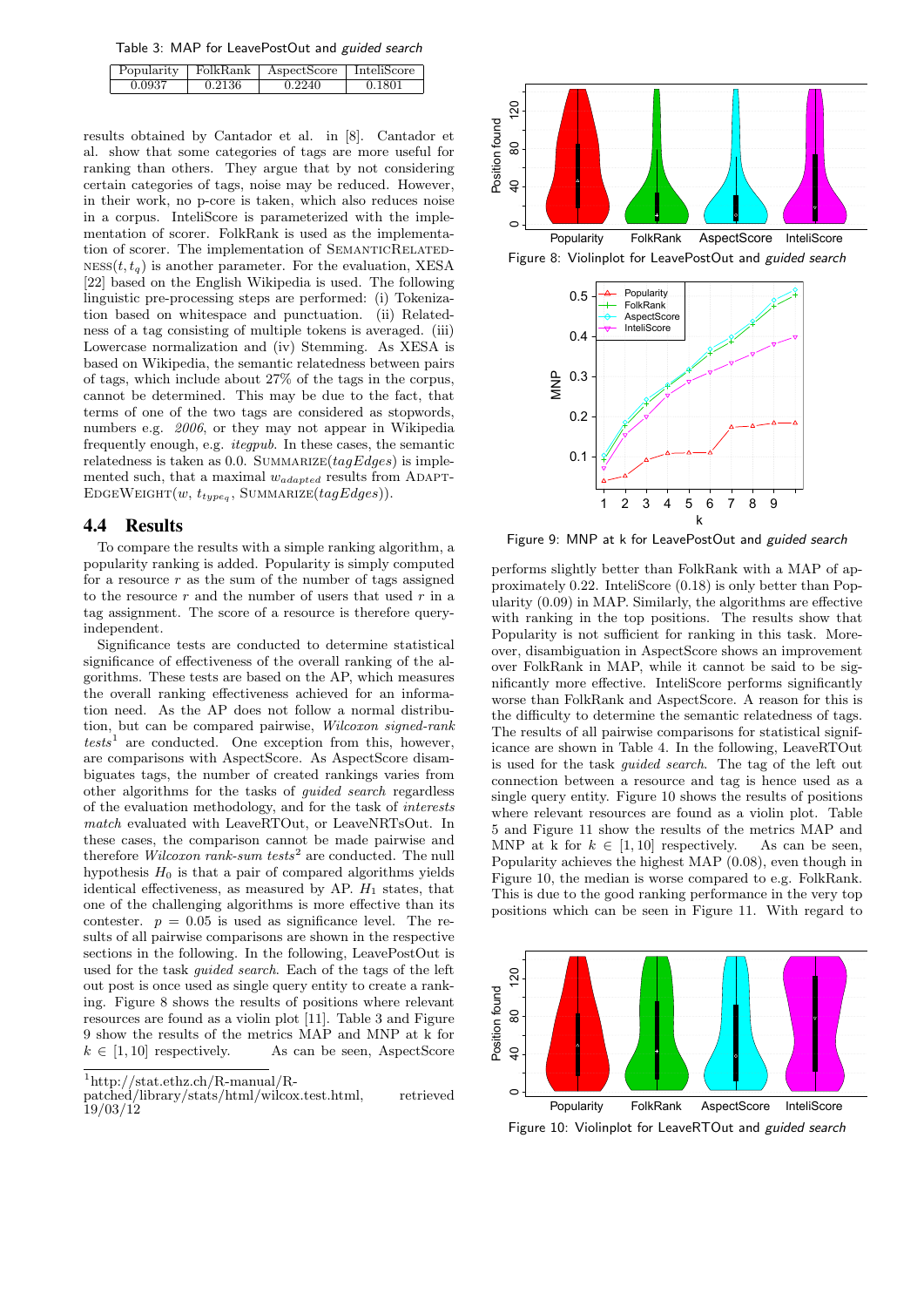Table 3: MAP for LeavePostOut and *guided search*

| Popularity | FolkRank | AspectScore | InteliScore |
|---|---|---|---|
| 0.0937 | 0.2136 | 0.2240 | 0.1801 |

results obtained by Cantador et al. in [8]. Cantador et al. show that some categories of tags are more useful for ranking than others. They argue that by not considering certain categories of tags, noise may be reduced. However, in their work, no p-core is taken, which also reduces noise in a corpus. InteliScore is parameterized with the implementation of scorer. FolkRank is used as the implementation of scorer. The implementation of SemanticRelatedness$(t, t_q)$ is another parameter. For the evaluation, XESA [22] based on the English Wikipedia is used. The following linguistic pre-processing steps are performed: (i) Tokenization based on whitespace and punctuation. (ii) Relatedness of a tag consisting of multiple tokens is averaged. (iii) Lowercase normalization and (iv) Stemming. As XESA is based on Wikipedia, the semantic relatedness between pairs of tags, which include about 27% of the tags in the corpus, cannot be determined. This may be due to the fact, that terms of one of the two tags are considered as stopwords, numbers e.g. *2006*, or they may not appear in Wikipedia frequently enough, e.g. *itegpub*. In these cases, the semantic relatedness is taken as 0.0. Summarize$(tagEdges)$ is implemented such, that a maximal $w_{adapted}$ results from AdaptEdgeWeight$(w, t_{type_q}$, Summarize$(tagEdges))$.

## 4.4 Results

To compare the results with a simple ranking algorithm, a popularity ranking is added. Popularity is simply computed for a resource $r$ as the sum of the number of tags assigned to the resource $r$ and the number of users that used $r$ in a tag assignment. The score of a resource is therefore query-independent.

Significance tests are conducted to determine statistical significance of effectiveness of the overall ranking of the algorithms. These tests are based on the AP, which measures the overall ranking effectiveness achieved for an information need. As the AP does not follow a normal distribution, but can be compared pairwise, *Wilcoxon signed-rank tests*[1] are conducted. One exception from this, however, are comparisons with AspectScore. As AspectScore disambiguates tags, the number of created rankings varies from other algorithms for the tasks of *guided search* regardless of the evaluation methodology, and for the task of *interests match* evaluated with LeaveRTOut, or LeaveNRTsOut. In these cases, the comparison cannot be made pairwise and therefore *Wilcoxon rank-sum tests*[2] are conducted. The null hypothesis $H_0$ is that a pair of compared algorithms yields identical effectiveness, as measured by AP. $H_1$ states, that one of the challenging algorithms is more effective than its contester. $p = 0.05$ is used as significance level. The results of all pairwise comparisons are shown in the respective sections in the following. In the following, LeavePostOut is used for the task *guided search*. Each of the tags of the left out post is once used as single query entity to create a ranking. Figure 8 shows the results of positions where relevant resources are found as a violin plot [11]. Table 3 and Figure 9 show the results of the metrics MAP and MNP at k for $k \in [1, 10]$ respectively. As can be seen, AspectScore performs slightly better than FolkRank with a MAP of approximately 0.22. InteliScore (0.18) is only better than Popularity (0.09) in MAP. Similarly, the algorithms are effective with ranking in the top positions. The results show that Popularity is not sufficient for ranking in this task. Moreover, disambiguation in AspectScore shows an improvement over FolkRank in MAP, while it cannot be said to be significantly more effective. InteliScore performs significantly worse than FolkRank and AspectScore. A reason for this is the difficulty to determine the semantic relatedness of tags. The results of all pairwise comparisons for statistical significance are shown in Table 4. In the following, LeaveRTOut is used for the task *guided search*. The tag of the left out connection between a resource and tag is hence used as a single query entity. Figure 10 shows the results of positions where relevant resources are found as a violin plot. Table 5 and Figure 11 show the results of the metrics MAP and MNP at k for $k \in [1, 10]$ respectively. As can be seen, Popularity achieves the highest MAP (0.08), even though in Figure 10, the median is worse compared to e.g. FolkRank. This is due to the good ranking performance in the very top positions which can be seen in Figure 11. With regard to

Figure 8: Violinplot for LeavePostOut and *guided search*

Figure 9: MNP at k for LeavePostOut and *guided search*

Figure 10: Violinplot for LeaveRTOut and *guided search*

[1] http://stat.ethz.ch/R-manual/R-patched/library/stats/html/wilcox.test.html, retrieved 19/03/12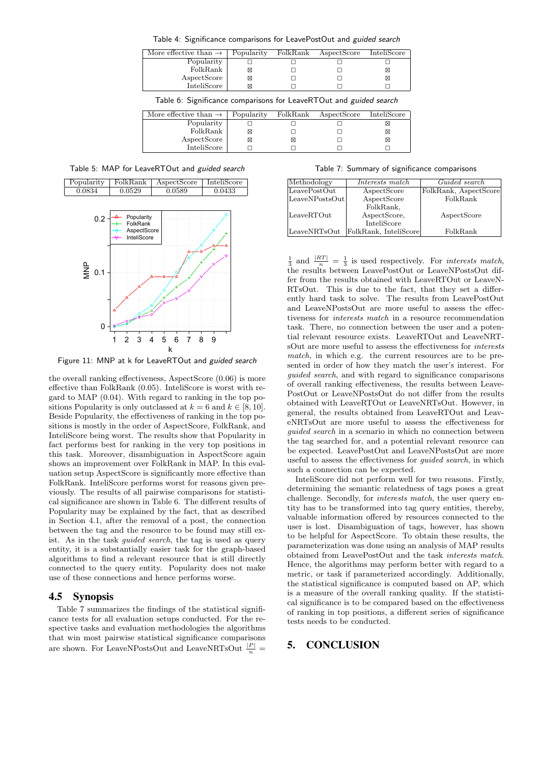Table 4: Significance comparisons for LeavePostOut and *guided search*

| More effective than → | Popularity | FolkRank | AspectScore | InteliScore |
|---|---|---|---|---|
| Popularity | ☐ | ☐ | ☐ | ☐ |
| FolkRank | ⊠ | ☐ | ☐ | ⊠ |
| AspectScore | ⊠ | ☐ | ☐ | ⊠ |
| InteliScore | ⊠ | ☐ | ☐ | ☐ |

Table 6: Significance comparisons for LeaveRTOut and *guided search*

| More effective than → | Popularity | FolkRank | AspectScore | InteliScore |
|---|---|---|---|---|
| Popularity | ☐ | ☐ | ☐ | ⊠ |
| FolkRank | ⊠ | ☐ | ☐ | ⊠ |
| AspectScore | ⊠ | ⊠ | ☐ | ⊠ |
| InteliScore | ☐ | ☐ | ☐ | ☐ |

Table 5: MAP for LeaveRTOut and *guided search*

| Popularity | FolkRank | AspectScore | InteliScore |
|---|---|---|---|
| 0.0834 | 0.0529 | 0.0589 | 0.0433 |

0.2
0.1
0
MNP
1 2 3 4 5 6 7 8 9
k
Popularity
FolkRank
AspectScore
InteliScore

Figure 11: MNP at k for LeaveRTOut and *guided search*

the overall ranking effectiveness, AspectScore (0.06) is more effective than FolkRank (0.05). InteliScore is worst with regard to MAP (0.04). With regard to ranking in the top positions Popularity is only outclassed at $k = 6$ and $k \in [8, 10]$. Beside Popularity, the effectiveness of ranking in the top positions is mostly in the order of AspectScore, FolkRank, and InteliScore being worst. The results show that Popularity in fact performs best for ranking in the very top positions in this task. Moreover, disambiguation in AspectScore again shows an improvement over FolkRank in MAP. In this evaluation setup AspectScore is significantly more effective than FolkRank. InteliScore performs worst for reasons given previously. The results of all pairwise comparisons for statistical significance are shown in Table 6. The different results of Popularity may be explained by the fact, that as described in Section 4.1, after the removal of a post, the connection between the tag and the resource to be found may still exist. As in the task *guided search*, the tag is used as query entity, it is a substantially easier task for the graph-based algorithms to find a relevant resource that is still directly connected to the query entity. Popularity does not make use of these connections and hence performs worse.

## 4.5 Synopsis

Table 7 summarizes the findings of the statistical significance tests for all evaluation setups conducted. For the respective tasks and evaluation methodologies the algorithms that win most pairwise statistical significance comparisons are shown. For LeaveNPostsOut and LeaveNRTsOut $\frac{|P|}{n} = \frac{1}{3}$ and $\frac{|RT|}{n} = \frac{1}{3}$ is used respectively. For *interests match*, the results between LeavePostOut or LeaveNPostsOut differ from the results obtained with LeaveRTOut or LeaveNRTsOut. This is due to the fact, that they set a differently hard task to solve. The results from LeavePostOut and LeaveNPostsOut are more useful to assess the effectiveness for *interests match* in a resource recommendation task. There, no connection between the user and a potential relevant resource exists. LeaveRTOut and LeaveNRTsOut are more useful to assess the effectiveness for *interests match*, in which e.g. the current resources are to be presented in order of how they match the user's interest. For *guided search*, and with regard to significance comparisons of overall ranking effectiveness, the results between LeavePostOut or LeaveNPostsOut do not differ from the results obtained with LeaveRTOut or LeaveNRTsOut. However, in general, the results obtained from LeaveRTOut and LeaveNRTsOut are more useful to assess the effectiveness for *guided search* in a scenario in which no connection between the tag searched for, and a potential relevant resource can be expected. LeavePostOut and LeaveNPostsOut are more useful to assess the effectiveness for *guided search*, in which such a connection can be expected.

Table 7: Summary of significance comparisons

| Methodology | *Interests match* | *Guided search* |
|---|---|---|
| LeavePostOut | AspectScore | FolkRank, AspectScore |
| LeaveNPostsOut | AspectScore | FolkRank |
| LeaveRTOut | FolkRank, AspectScore, InteliScore | AspectScore |
| LeaveNRTsOut | FolkRank, InteliScore | FolkRank |

InteliScore did not perform well for two reasons. Firstly, determining the semantic relatedness of tags poses a great challenge. Secondly, for *interests match*, the user query entity has to be transformed into tag query entities, thereby, valuable information offered by resources connected to the user is lost. Disambiguation of tags, however, has shown to be helpful for AspectScore. To obtain these results, the parameterization was done using an analysis of MAP results obtained from LeavePostOut and the task *interests match*. Hence, the algorithms may perform better with regard to a metric, or task if parameterized accordingly. Additionally, the statistical significance is computed based on AP, which is a measure of the overall ranking quality. If the statistical significance is to be compared based on the effectiveness of ranking in top positions, a different series of significance tests needs to be conducted.

# 5. CONCLUSION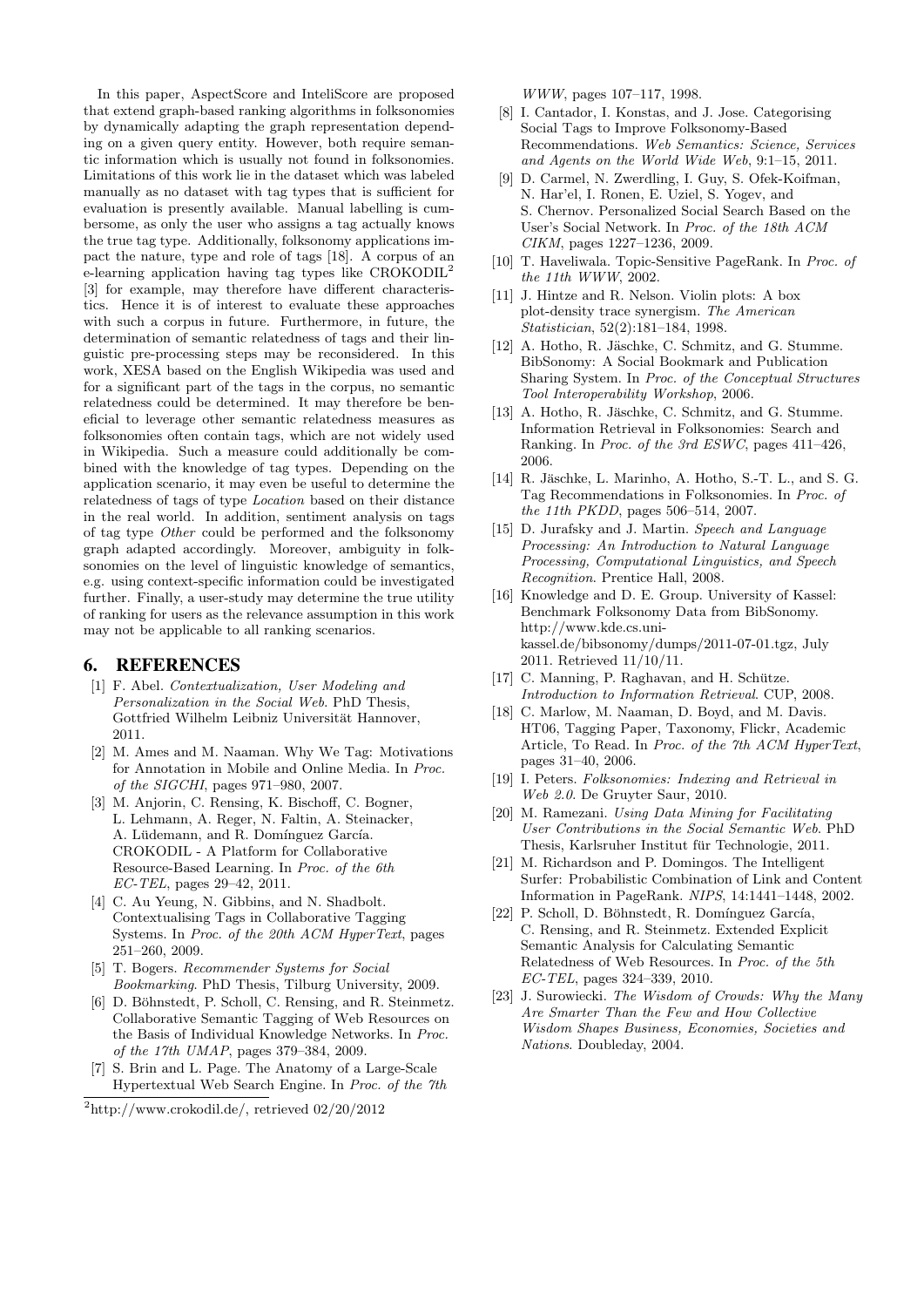In this paper, AspectScore and InteliScore are proposed that extend graph-based ranking algorithms in folksonomies by dynamically adapting the graph representation depending on a given query entity. However, both require semantic information which is usually not found in folksonomies. Limitations of this work lie in the dataset which was labeled manually as no dataset with tag types that is sufficient for evaluation is presently available. Manual labelling is cumbersome, as only the user who assigns a tag actually knows the true tag type. Additionally, folksonomy applications impact the nature, type and role of tags [18]. A corpus of an e-learning application having tag types like CROKODIL[2] [3] for example, may therefore have different characteristics. Hence it is of interest to evaluate these approaches with such a corpus in future. Furthermore, in future, the determination of semantic relatedness of tags and their linguistic pre-processing steps may be reconsidered. In this work, XESA based on the English Wikipedia was used and for a significant part of the tags in the corpus, no semantic relatedness could be determined. It may therefore be beneficial to leverage other semantic relatedness measures as folksonomies often contain tags, which are not widely used in Wikipedia. Such a measure could additionally be combined with the knowledge of tag types. Depending on the application scenario, it may even be useful to determine the relatedness of tags of type *Location* based on their distance in the real world. In addition, sentiment analysis on tags of tag type *Other* could be performed and the folksonomy graph adapted accordingly. Moreover, ambiguity in folksonomies on the level of linguistic knowledge of semantics, e.g. using context-specific information could be investigated further. Finally, a user-study may determine the true utility of ranking for users as the relevance assumption in this work may not be applicable to all ranking scenarios.

## 6. REFERENCES

[1] F. Abel. *Contextualization, User Modeling and Personalization in the Social Web*. PhD Thesis, Gottfried Wilhelm Leibniz Universität Hannover, 2011.

[2] M. Ames and M. Naaman. Why We Tag: Motivations for Annotation in Mobile and Online Media. In *Proc. of the SIGCHI*, pages 971–980, 2007.

[3] M. Anjorin, C. Rensing, K. Bischoff, C. Bogner, L. Lehmann, A. Reger, N. Faltin, A. Steinacker, A. Lüdemann, and R. Domínguez García. CROKODIL - A Platform for Collaborative Resource-Based Learning. In *Proc. of the 6th EC-TEL*, pages 29–42, 2011.

[4] C. Au Yeung, N. Gibbins, and N. Shadbolt. Contextualising Tags in Collaborative Tagging Systems. In *Proc. of the 20th ACM HyperText*, pages 251–260, 2009.

[5] T. Bogers. *Recommender Systems for Social Bookmarking*. PhD Thesis, Tilburg University, 2009.

[6] D. Böhnstedt, P. Scholl, C. Rensing, and R. Steinmetz. Collaborative Semantic Tagging of Web Resources on the Basis of Individual Knowledge Networks. In *Proc. of the 17th UMAP*, pages 379–384, 2009.

[7] S. Brin and L. Page. The Anatomy of a Large-Scale Hypertextual Web Search Engine. In *Proc. of the 7th WWW*, pages 107–117, 1998.

[8] I. Cantador, I. Konstas, and J. Jose. Categorising Social Tags to Improve Folksonomy-Based Recommendations. *Web Semantics: Science, Services and Agents on the World Wide Web*, 9:1–15, 2011.

[9] D. Carmel, N. Zwerdling, I. Guy, S. Ofek-Koifman, N. Har'el, I. Ronen, E. Uziel, S. Yogev, and S. Chernov. Personalized Social Search Based on the User's Social Network. In *Proc. of the 18th ACM CIKM*, pages 1227–1236, 2009.

[10] T. Haveliwala. Topic-Sensitive PageRank. In *Proc. of the 11th WWW*, 2002.

[11] J. Hintze and R. Nelson. Violin plots: A box plot-density trace synergism. *The American Statistician*, 52(2):181–184, 1998.

[12] A. Hotho, R. Jäschke, C. Schmitz, and G. Stumme. BibSonomy: A Social Bookmark and Publication Sharing System. In *Proc. of the Conceptual Structures Tool Interoperability Workshop*, 2006.

[13] A. Hotho, R. Jäschke, C. Schmitz, and G. Stumme. Information Retrieval in Folksonomies: Search and Ranking. In *Proc. of the 3rd ESWC*, pages 411–426, 2006.

[14] R. Jäschke, L. Marinho, A. Hotho, S.-T. L., and S. G. Tag Recommendations in Folksonomies. In *Proc. of the 11th PKDD*, pages 506–514, 2007.

[15] D. Jurafsky and J. Martin. *Speech and Language Processing: An Introduction to Natural Language Processing, Computational Linguistics, and Speech Recognition*. Prentice Hall, 2008.

[16] Knowledge and D. E. Group. University of Kassel: Benchmark Folksonomy Data from BibSonomy. http://www.kde.cs.uni-kassel.de/bibsonomy/dumps/2011-07-01.tgz, July 2011. Retrieved 11/10/11.

[17] C. Manning, P. Raghavan, and H. Schütze. *Introduction to Information Retrieval*. CUP, 2008.

[18] C. Marlow, M. Naaman, D. Boyd, and M. Davis. HT06, Tagging Paper, Taxonomy, Flickr, Academic Article, To Read. In *Proc. of the 7th ACM HyperText*, pages 31–40, 2006.

[19] I. Peters. *Folksonomies: Indexing and Retrieval in Web 2.0*. De Gruyter Saur, 2010.

[20] M. Ramezani. *Using Data Mining for Facilitating User Contributions in the Social Semantic Web*. PhD Thesis, Karlsruher Institut für Technologie, 2011.

[21] M. Richardson and P. Domingos. The Intelligent Surfer: Probabilistic Combination of Link and Content Information in PageRank. *NIPS*, 14:1441–1448, 2002.

[22] P. Scholl, D. Böhnstedt, R. Domínguez García, C. Rensing, and R. Steinmetz. Extended Explicit Semantic Analysis for Calculating Semantic Relatedness of Web Resources. In *Proc. of the 5th EC-TEL*, pages 324–339, 2010.

[23] J. Surowiecki. *The Wisdom of Crowds: Why the Many Are Smarter Than the Few and How Collective Wisdom Shapes Business, Economies, Societies and Nations*. Doubleday, 2004.

[2] http://www.crokodil.de/, retrieved 02/20/2012